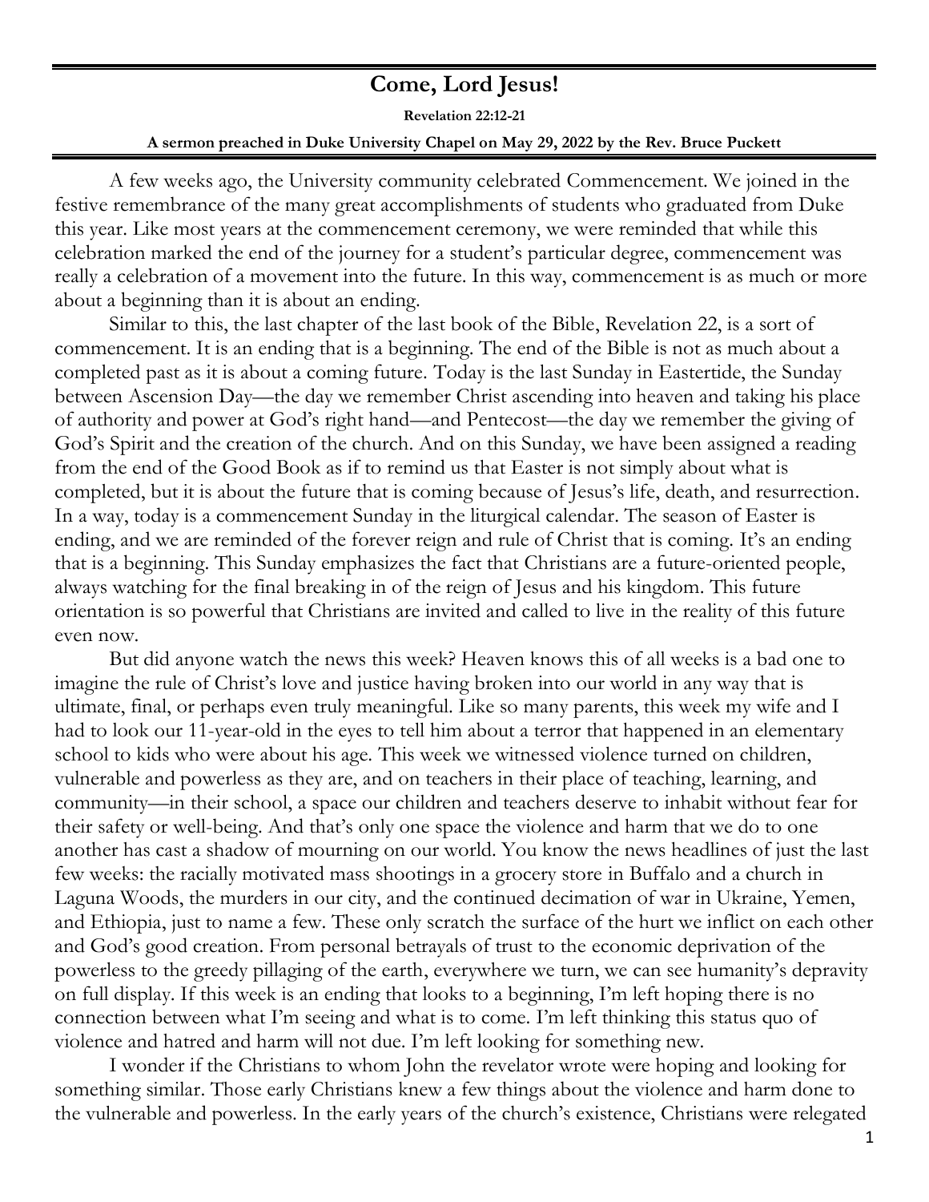# Come, Lord Jesus!

**Revelation 22:12-21**

**A sermon preached in Duke University Chapel on May 29, 2022 by the Rev. Bruce Puckett**

A few weeks ago, the University community celebrated Commencement. We joined in the festive remembrance of the many great accomplishments of students who graduated from Duke this year. Like most years at the commencement ceremony, we were reminded that while this celebration marked the end of the journey for a student's particular degree, commencement was really a celebration of a movement into the future. In this way, commencement is as much or more about a beginning than it is about an ending.

Similar to this, the last chapter of the last book of the Bible, Revelation 22, is a sort of commencement. It is an ending that is a beginning. The end of the Bible is not as much about a completed past as it is about a coming future. Today is the last Sunday in Eastertide, the Sunday between Ascension Day—the day we remember Christ ascending into heaven and taking his place of authority and power at God's right hand—and Pentecost—the day we remember the giving of God's Spirit and the creation of the church. And on this Sunday, we have been assigned a reading from the end of the Good Book as if to remind us that Easter is not simply about what is completed, but it is about the future that is coming because of Jesus's life, death, and resurrection. In a way, today is a commencement Sunday in the liturgical calendar. The season of Easter is ending, and we are reminded of the forever reign and rule of Christ that is coming. It's an ending that is a beginning. This Sunday emphasizes the fact that Christians are a future-oriented people, always watching for the final breaking in of the reign of Jesus and his kingdom. This future orientation is so powerful that Christians are invited and called to live in the reality of this future even now.

But did anyone watch the news this week? Heaven knows this of all weeks is a bad one to imagine the rule of Christ's love and justice having broken into our world in any way that is ultimate, final, or perhaps even truly meaningful. Like so many parents, this week my wife and I had to look our 11-year-old in the eyes to tell him about a terror that happened in an elementary school to kids who were about his age. This week we witnessed violence turned on children, vulnerable and powerless as they are, and on teachers in their place of teaching, learning, and community—in their school, a space our children and teachers deserve to inhabit without fear for their safety or well-being. And that's only one space the violence and harm that we do to one another has cast a shadow of mourning on our world. You know the news headlines of just the last few weeks: the racially motivated mass shootings in a grocery store in Buffalo and a church in Laguna Woods, the murders in our city, and the continued decimation of war in Ukraine, Yemen, and Ethiopia, just to name a few. These only scratch the surface of the hurt we inflict on each other and God's good creation. From personal betrayals of trust to the economic deprivation of the powerless to the greedy pillaging of the earth, everywhere we turn, we can see humanity's depravity on full display. If this week is an ending that looks to a beginning, I'm left hoping there is no connection between what I'm seeing and what is to come. I'm left thinking this status quo of violence and hatred and harm will not due. I'm left looking for something new.

I wonder if the Christians to whom John the revelator wrote were hoping and looking for something similar. Those early Christians knew a few things about the violence and harm done to the vulnerable and powerless. In the early years of the church's existence, Christians were relegated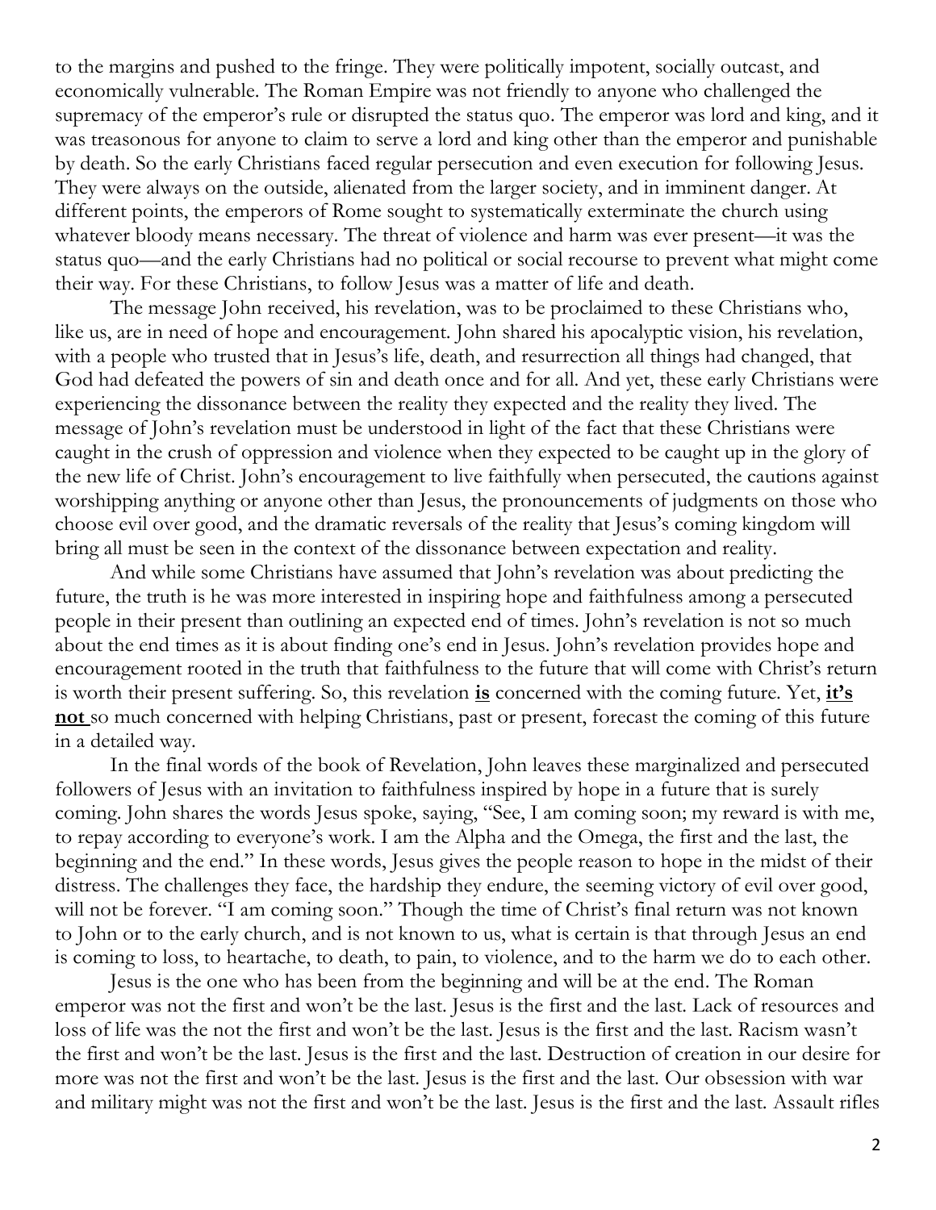to the margins and pushed to the fringe. They were politically impotent, socially outcast, and economically vulnerable. The Roman Empire was not friendly to anyone who challenged the supremacy of the emperor's rule or disrupted the status quo. The emperor was lord and king, and it was treasonous for anyone to claim to serve a lord and king other than the emperor and punishable by death. So the early Christians faced regular persecution and even execution for following Jesus. They were always on the outside, alienated from the larger society, and in imminent danger. At different points, the emperors of Rome sought to systematically exterminate the church using whatever bloody means necessary. The threat of violence and harm was ever present—it was the status quo—and the early Christians had no political or social recourse to prevent what might come their way. For these Christians, to follow Jesus was a matter of life and death.

The message John received, his revelation, was to be proclaimed to these Christians who, like us, are in need of hope and encouragement. John shared his apocalyptic vision, his revelation, with a people who trusted that in Jesus's life, death, and resurrection all things had changed, that God had defeated the powers of sin and death once and for all. And yet, these early Christians were experiencing the dissonance between the reality they expected and the reality they lived. The message of John's revelation must be understood in light of the fact that these Christians were caught in the crush of oppression and violence when they expected to be caught up in the glory of the new life of Christ. John's encouragement to live faithfully when persecuted, the cautions against worshipping anything or anyone other than Jesus, the pronouncements of judgments on those who choose evil over good, and the dramatic reversals of the reality that Jesus's coming kingdom will bring all must be seen in the context of the dissonance between expectation and reality.

And while some Christians have assumed that John's revelation was about predicting the future, the truth is he was more interested in inspiring hope and faithfulness among a persecuted people in their present than outlining an expected end of times. John's revelation is not so much about the end times as it is about finding one's end in Jesus. John's revelation provides hope and encouragement rooted in the truth that faithfulness to the future that will come with Christ's return is worth their present suffering. So, this revelation **is** concerned with the coming future. Yet, **it's not** so much concerned with helping Christians, past or present, forecast the coming of this future in a detailed way.

In the final words of the book of Revelation, John leaves these marginalized and persecuted followers of Jesus with an invitation to faithfulness inspired by hope in a future that is surely coming. John shares the words Jesus spoke, saying, "See, I am coming soon; my reward is with me, to repay according to everyone's work. I am the Alpha and the Omega, the first and the last, the beginning and the end." In these words, Jesus gives the people reason to hope in the midst of their distress. The challenges they face, the hardship they endure, the seeming victory of evil over good, will not be forever. "I am coming soon." Though the time of Christ's final return was not known to John or to the early church, and is not known to us, what is certain is that through Jesus an end is coming to loss, to heartache, to death, to pain, to violence, and to the harm we do to each other.

Jesus is the one who has been from the beginning and will be at the end. The Roman emperor was not the first and won't be the last. Jesus is the first and the last. Lack of resources and loss of life was the not the first and won't be the last. Jesus is the first and the last. Racism wasn't the first and won't be the last. Jesus is the first and the last. Destruction of creation in our desire for more was not the first and won't be the last. Jesus is the first and the last. Our obsession with war and military might was not the first and won't be the last. Jesus is the first and the last. Assault rifles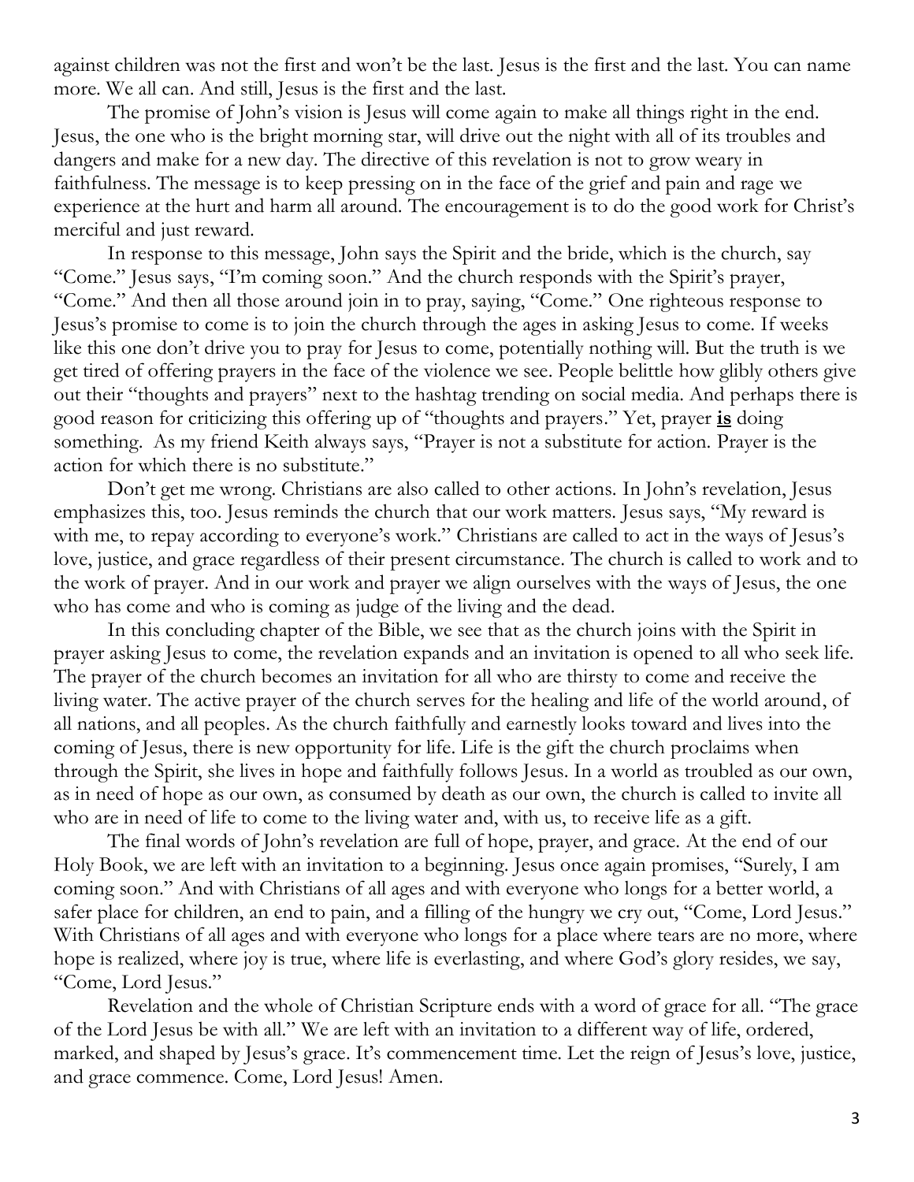against children was not the first and won't be the last. Jesus is the first and the last. You can name more. We all can. And still, Jesus is the first and the last.

The promise of John's vision is Jesus will come again to make all things right in the end. Jesus, the one who is the bright morning star, will drive out the night with all of its troubles and dangers and make for a new day. The directive of this revelation is not to grow weary in faithfulness. The message is to keep pressing on in the face of the grief and pain and rage we experience at the hurt and harm all around. The encouragement is to do the good work for Christ's merciful and just reward.

In response to this message, John says the Spirit and the bride, which is the church, say "Come." Jesus says, "I'm coming soon." And the church responds with the Spirit's prayer, "Come." And then all those around join in to pray, saying, "Come." One righteous response to Jesus's promise to come is to join the church through the ages in asking Jesus to come. If weeks like this one don't drive you to pray for Jesus to come, potentially nothing will. But the truth is we get tired of offering prayers in the face of the violence we see. People belittle how glibly others give out their "thoughts and prayers" next to the hashtag trending on social media. And perhaps there is good reason for criticizing this offering up of "thoughts and prayers." Yet, prayer **<u>is</u>** doing something. As my friend Keith always says, "Prayer is not a substitute for action. Prayer is the action for which there is no substitute."

Don't get me wrong. Christians are also called to other actions. In John's revelation, Jesus emphasizes this, too. Jesus reminds the church that our work matters. Jesus says, "My reward is with me, to repay according to everyone's work." Christians are called to act in the ways of Jesus's love, justice, and grace regardless of their present circumstance. The church is called to work and to the work of prayer. And in our work and prayer we align ourselves with the ways of Jesus, the one who has come and who is coming as judge of the living and the dead.

In this concluding chapter of the Bible, we see that as the church joins with the Spirit in prayer asking Jesus to come, the revelation expands and an invitation is opened to all who seek life. The prayer of the church becomes an invitation for all who are thirsty to come and receive the living water. The active prayer of the church serves for the healing and life of the world around, of all nations, and all peoples. As the church faithfully and earnestly looks toward and lives into the coming of Jesus, there is new opportunity for life. Life is the gift the church proclaims when through the Spirit, she lives in hope and faithfully follows Jesus. In a world as troubled as our own, as in need of hope as our own, as consumed by death as our own, the church is called to invite all who are in need of life to come to the living water and, with us, to receive life as a gift.

The final words of John's revelation are full of hope, prayer, and grace. At the end of our Holy Book, we are left with an invitation to a beginning. Jesus once again promises, "Surely, I am coming soon." And with Christians of all ages and with everyone who longs for a better world, a safer place for children, an end to pain, and a filling of the hungry we cry out, "Come, Lord Jesus." With Christians of all ages and with everyone who longs for a place where tears are no more, where hope is realized, where joy is true, where life is everlasting, and where God's glory resides, we say, "Come, Lord Jesus."

Revelation and the whole of Christian Scripture ends with a word of grace for all. "The grace of the Lord Jesus be with all." We are left with an invitation to a different way of life, ordered, marked, and shaped by Jesus's grace. It's commencement time. Let the reign of Jesus's love, justice, and grace commence. Come, Lord Jesus! Amen.